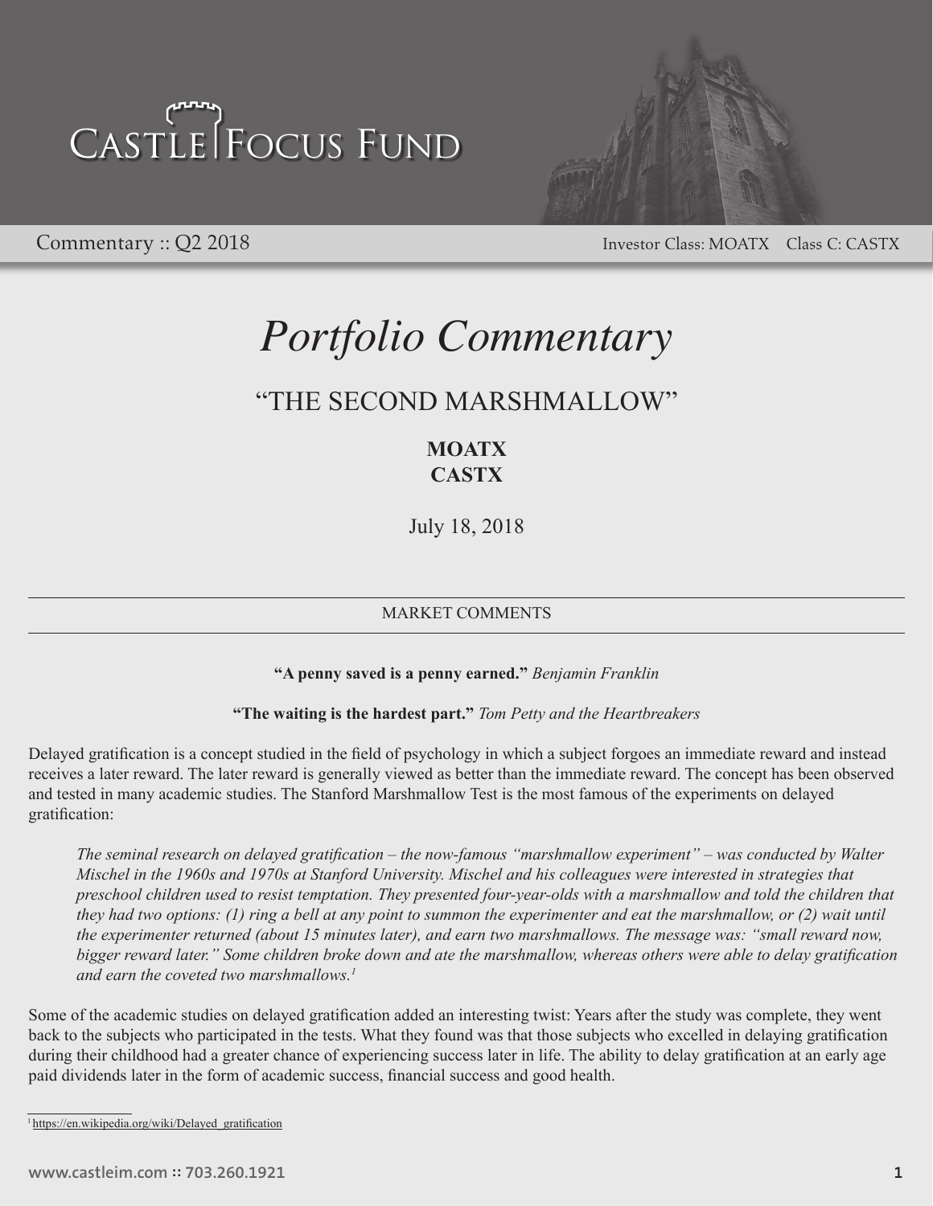# Castle Focus Fund

Commentary :: Q2 2018

Investor Class: MOATX  Class C: CASTX

# *Portfolio Commentary*

## "THE SECOND MARSHMALLOW"

**MOATX**
**CASTX**

July 18, 2018

---

MARKET COMMENTS

---

**"A penny saved is a penny earned."** *Benjamin Franklin*

**"The waiting is the hardest part."** *Tom Petty and the Heartbreakers*

Delayed gratification is a concept studied in the field of psychology in which a subject forgoes an immediate reward and instead receives a later reward. The later reward is generally viewed as better than the immediate reward. The concept has been observed and tested in many academic studies. The Stanford Marshmallow Test is the most famous of the experiments on delayed gratification:

> *The seminal research on delayed gratification – the now-famous "marshmallow experiment" – was conducted by Walter Mischel in the 1960s and 1970s at Stanford University. Mischel and his colleagues were interested in strategies that preschool children used to resist temptation. They presented four-year-olds with a marshmallow and told the children that they had two options: (1) ring a bell at any point to summon the experimenter and eat the marshmallow, or (2) wait until the experimenter returned (about 15 minutes later), and earn two marshmallows. The message was: "small reward now, bigger reward later." Some children broke down and ate the marshmallow, whereas others were able to delay gratification and earn the coveted two marshmallows.[1]*

Some of the academic studies on delayed gratification added an interesting twist: Years after the study was complete, they went back to the subjects who participated in the tests. What they found was that those subjects who excelled in delaying gratification during their childhood had a greater chance of experiencing success later in life. The ability to delay gratification at an early age paid dividends later in the form of academic success, financial success and good health.

---

[1] https://en.wikipedia.org/wiki/Delayed_gratification

www.castleim.com :: 703.260.1921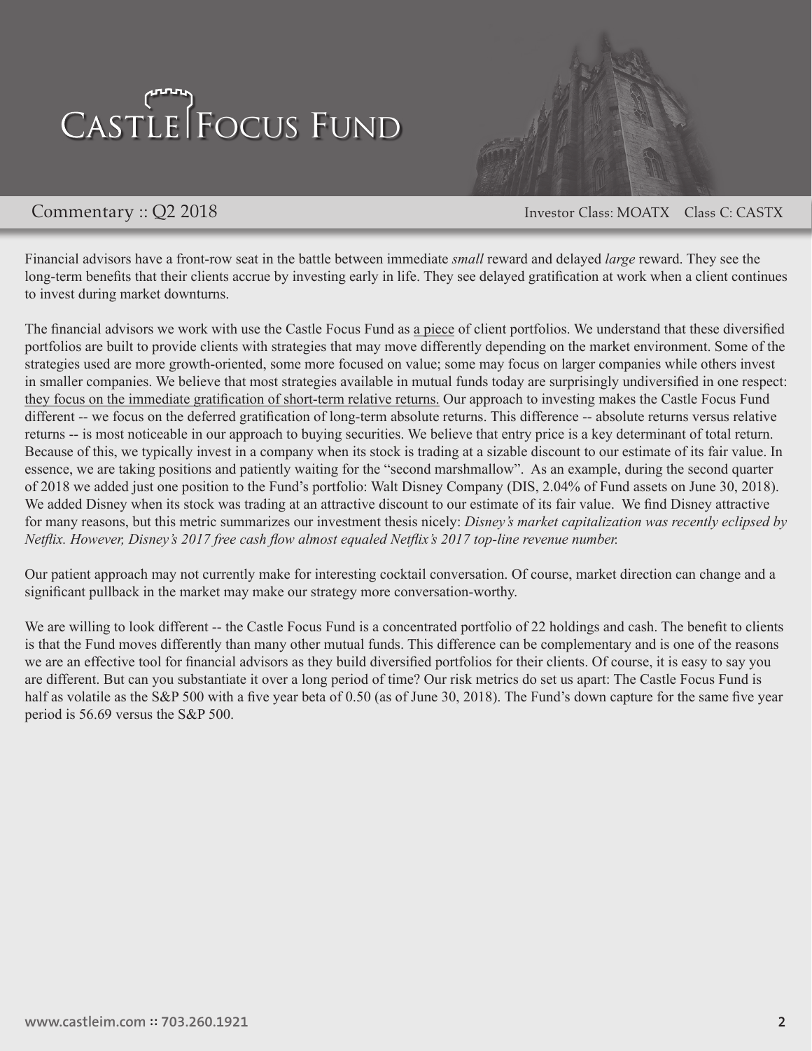# Castle Focus Fund

Commentary :: Q2 2018

Investor Class: MOATX    Class C: CASTX

Financial advisors have a front-row seat in the battle between immediate *small* reward and delayed *large* reward. They see the long-term benefits that their clients accrue by investing early in life. They see delayed gratification at work when a client continues to invest during market downturns.

The financial advisors we work with use the Castle Focus Fund as a piece of client portfolios. We understand that these diversified portfolios are built to provide clients with strategies that may move differently depending on the market environment. Some of the strategies used are more growth-oriented, some more focused on value; some may focus on larger companies while others invest in smaller companies. We believe that most strategies available in mutual funds today are surprisingly undiversified in one respect: they focus on the immediate gratification of short-term relative returns. Our approach to investing makes the Castle Focus Fund different -- we focus on the deferred gratification of long-term absolute returns. This difference -- absolute returns versus relative returns -- is most noticeable in our approach to buying securities. We believe that entry price is a key determinant of total return. Because of this, we typically invest in a company when its stock is trading at a sizable discount to our estimate of its fair value. In essence, we are taking positions and patiently waiting for the "second marshmallow". As an example, during the second quarter of 2018 we added just one position to the Fund's portfolio: Walt Disney Company (DIS, 2.04% of Fund assets on June 30, 2018). We added Disney when its stock was trading at an attractive discount to our estimate of its fair value. We find Disney attractive for many reasons, but this metric summarizes our investment thesis nicely: *Disney's market capitalization was recently eclipsed by Netflix. However, Disney's 2017 free cash flow almost equaled Netflix's 2017 top-line revenue number.*

Our patient approach may not currently make for interesting cocktail conversation. Of course, market direction can change and a significant pullback in the market may make our strategy more conversation-worthy.

We are willing to look different -- the Castle Focus Fund is a concentrated portfolio of 22 holdings and cash. The benefit to clients is that the Fund moves differently than many other mutual funds. This difference can be complementary and is one of the reasons we are an effective tool for financial advisors as they build diversified portfolios for their clients. Of course, it is easy to say you are different. But can you substantiate it over a long period of time? Our risk metrics do set us apart: The Castle Focus Fund is half as volatile as the S&P 500 with a five year beta of 0.50 (as of June 30, 2018). The Fund's down capture for the same five year period is 56.69 versus the S&P 500.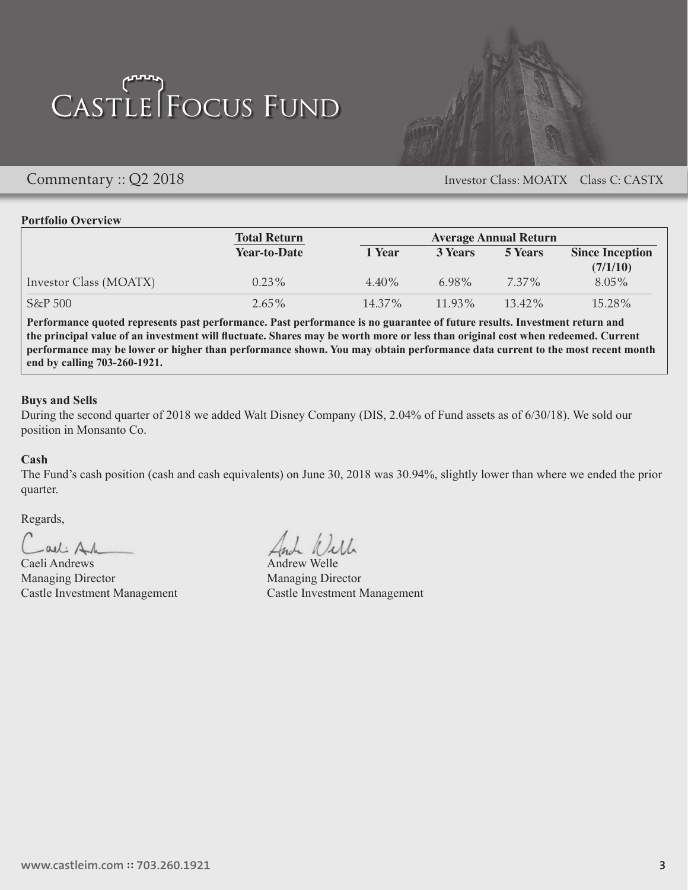# Castle Focus Fund

## Commentary :: Q2 2018

Investor Class: MOATX    Class C: CASTX

**Portfolio Overview**

| | Total Return | Average Annual Return | | | |
|---|---|---|---|---|---|
| | **Year-to-Date** | **1 Year** | **3 Years** | **5 Years** | **Since Inception (7/1/10)** |
| Investor Class (MOATX) | 0.23% | 4.40% | 6.98% | 7.37% | 8.05% |
| S&P 500 | 2.65% | 14.37% | 11.93% | 13.42% | 15.28% |

**Performance quoted represents past performance. Past performance is no guarantee of future results. Investment return and the principal value of an investment will fluctuate. Shares may be worth more or less than original cost when redeemed. Current performance may be lower or higher than performance shown. You may obtain performance data current to the most recent month end by calling 703-260-1921.**

**Buys and Sells**

During the second quarter of 2018 we added Walt Disney Company (DIS, 2.04% of Fund assets as of 6/30/18). We sold our position in Monsanto Co.

**Cash**

The Fund's cash position (cash and cash equivalents) on June 30, 2018 was 30.94%, slightly lower than where we ended the prior quarter.

Regards,

Caeli Andrews
Managing Director
Castle Investment Management

Andrew Welle
Managing Director
Castle Investment Management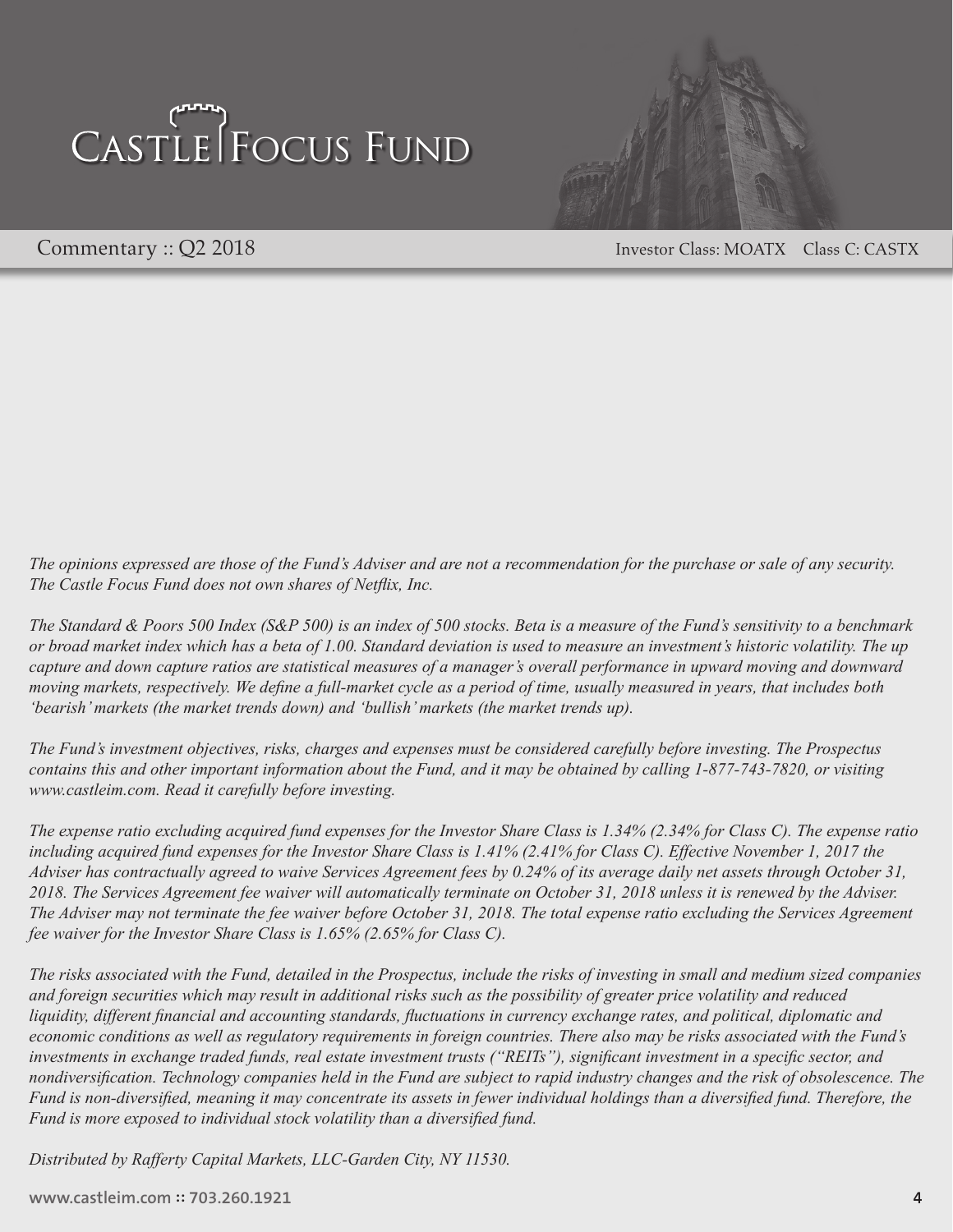*The opinions expressed are those of the Fund's Adviser and are not a recommendation for the purchase or sale of any security. The Castle Focus Fund does not own shares of Netflix, Inc.*

*The Standard & Poors 500 Index (S&P 500) is an index of 500 stocks. Beta is a measure of the Fund's sensitivity to a benchmark or broad market index which has a beta of 1.00. Standard deviation is used to measure an investment's historic volatility. The up capture and down capture ratios are statistical measures of a manager's overall performance in upward moving and downward moving markets, respectively. We define a full-market cycle as a period of time, usually measured in years, that includes both 'bearish' markets (the market trends down) and 'bullish' markets (the market trends up).*

*The Fund's investment objectives, risks, charges and expenses must be considered carefully before investing. The Prospectus contains this and other important information about the Fund, and it may be obtained by calling 1-877-743-7820, or visiting www.castleim.com. Read it carefully before investing.*

*The expense ratio excluding acquired fund expenses for the Investor Share Class is 1.34% (2.34% for Class C). The expense ratio including acquired fund expenses for the Investor Share Class is 1.41% (2.41% for Class C). Effective November 1, 2017 the Adviser has contractually agreed to waive Services Agreement fees by 0.24% of its average daily net assets through October 31, 2018. The Services Agreement fee waiver will automatically terminate on October 31, 2018 unless it is renewed by the Adviser. The Adviser may not terminate the fee waiver before October 31, 2018. The total expense ratio excluding the Services Agreement fee waiver for the Investor Share Class is 1.65% (2.65% for Class C).*

*The risks associated with the Fund, detailed in the Prospectus, include the risks of investing in small and medium sized companies and foreign securities which may result in additional risks such as the possibility of greater price volatility and reduced liquidity, different financial and accounting standards, fluctuations in currency exchange rates, and political, diplomatic and economic conditions as well as regulatory requirements in foreign countries. There also may be risks associated with the Fund's investments in exchange traded funds, real estate investment trusts ("REITs"), significant investment in a specific sector, and nondiversification. Technology companies held in the Fund are subject to rapid industry changes and the risk of obsolescence. The Fund is non-diversified, meaning it may concentrate its assets in fewer individual holdings than a diversified fund. Therefore, the Fund is more exposed to individual stock volatility than a diversified fund.*

*Distributed by Rafferty Capital Markets, LLC-Garden City, NY 11530.*